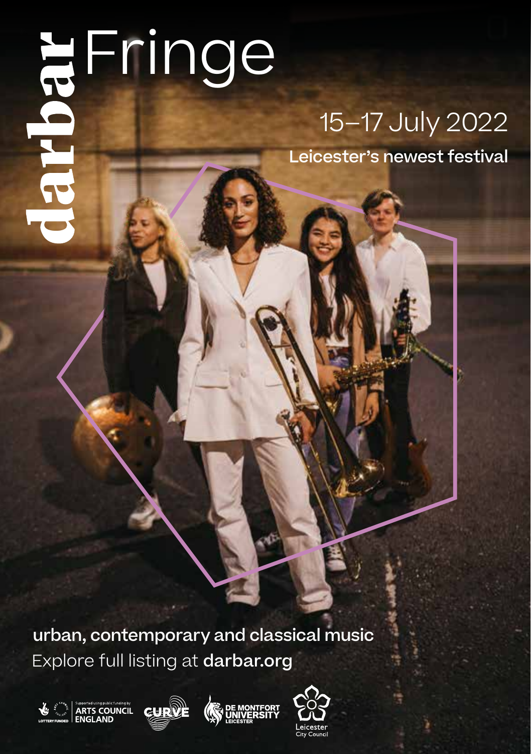# darbar Fringe

## 15–17 July 2022

**Leicester's newest festival**

**urban, contemporary and classical music**

Explore full listing at **darbar.org**

Supported using public funding by ARTS COUNCIL ENGLAND — LOTTERY FUNDED

CURVE

DE MONTFORT UNIVERSITY LEICESTER

Leicester City Council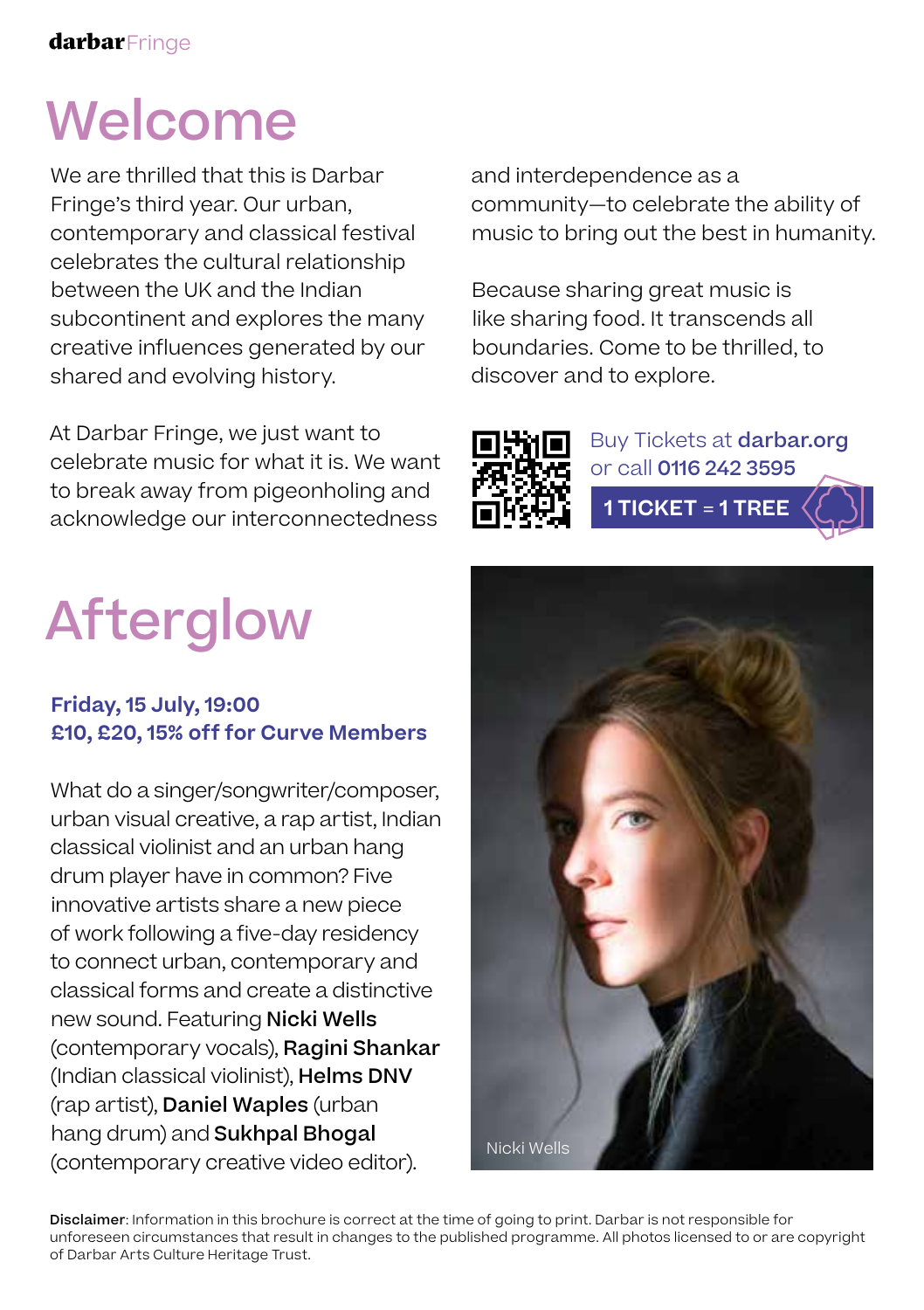# Welcome

We are thrilled that this is Darbar Fringe's third year. Our urban, contemporary and classical festival celebrates the cultural relationship between the UK and the Indian subcontinent and explores the many creative influences generated by our shared and evolving history.

At Darbar Fringe, we just want to celebrate music for what it is. We want to break away from pigeonholing and acknowledge our interconnectedness and interdependence as a community—to celebrate the ability of music to bring out the best in humanity.

Because sharing great music is like sharing food. It transcends all boundaries. Come to be thrilled, to discover and to explore.

Buy Tickets at **darbar.org** or call **0116 242 3595**

**1 TICKET = 1 TREE**

# Afterglow

**Friday, 15 July, 19:00**
**£10, £20, 15% off for Curve Members**

What do a singer/songwriter/composer, urban visual creative, a rap artist, Indian classical violinist and an urban hang drum player have in common? Five innovative artists share a new piece of work following a five-day residency to connect urban, contemporary and classical forms and create a distinctive new sound. Featuring **Nicki Wells** (contemporary vocals), **Ragini Shankar** (Indian classical violinist), **Helms DNV** (rap artist), **Daniel Waples** (urban hang drum) and **Sukhpal Bhogal** (contemporary creative video editor).

Nicki Wells

**Disclaimer**: Information in this brochure is correct at the time of going to print. Darbar is not responsible for unforeseen circumstances that result in changes to the published programme. All photos licensed to or are copyright of Darbar Arts Culture Heritage Trust.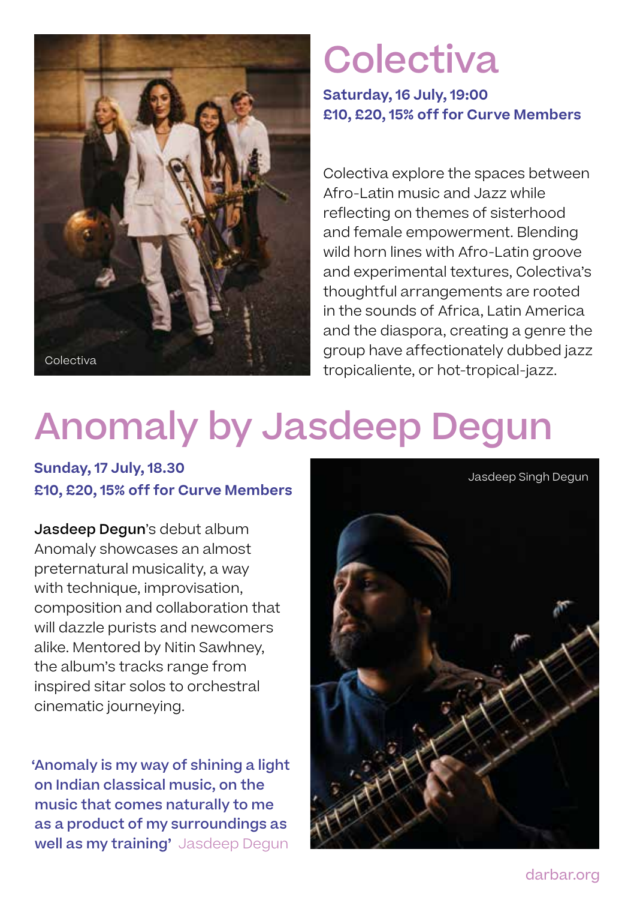# Colectiva

**Saturday, 16 July, 19:00**
**£10, £20, 15% off for Curve Members**

Colectiva explore the spaces between Afro-Latin music and Jazz while reflecting on themes of sisterhood and female empowerment. Blending wild horn lines with Afro-Latin groove and experimental textures, Colectiva's thoughtful arrangements are rooted in the sounds of Africa, Latin America and the diaspora, creating a genre the group have affectionately dubbed jazz tropicaliente, or hot-tropical-jazz.

Colectiva

# Anomaly by Jasdeep Degun

**Sunday, 17 July, 18.30**
**£10, £20, 15% off for Curve Members**

**Jasdeep Degun**'s debut album Anomaly showcases an almost preternatural musicality, a way with technique, improvisation, composition and collaboration that will dazzle purists and newcomers alike. Mentored by Nitin Sawhney, the album's tracks range from inspired sitar solos to orchestral cinematic journeying.

**'Anomaly is my way of shining a light on Indian classical music, on the music that comes naturally to me as a product of my surroundings as well as my training'** Jasdeep Degun

Jasdeep Singh Degun

darbar.org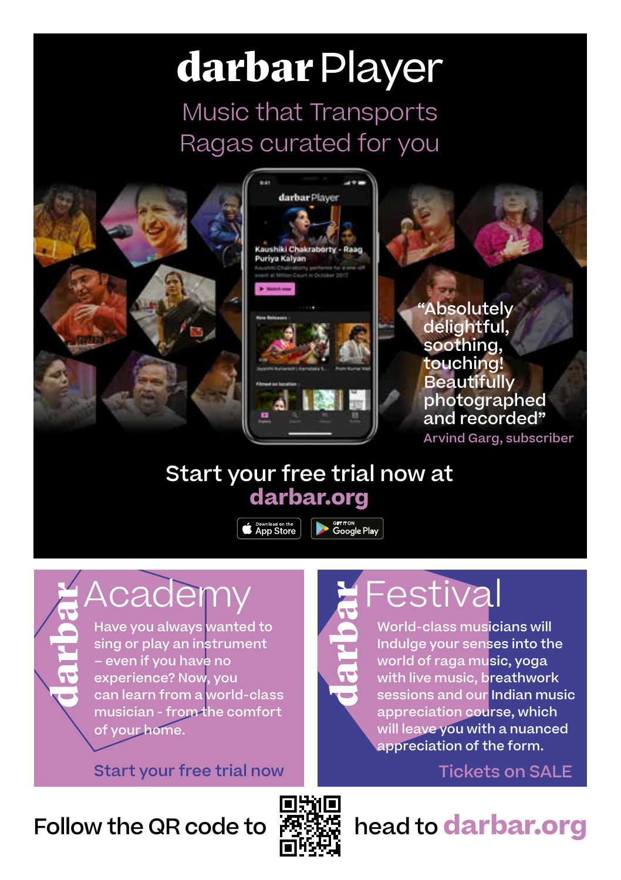# darbar Player

## Music that Transports
## Ragas curated for you

"Absolutely delightful, soothing, touching! Beautifully photographed and recorded"

Arvind Garg, subscriber

Start your free trial now at **darbar.org**

Download on the App Store | Get it on Google Play

## darbar Academy

Have you always wanted to sing or play an instrument – even if you have no experience? Now, you can learn from a world-class musician - from the comfort of your home.

Start your free trial now

## darbar Festival

World-class musicians will Indulge your senses into the world of raga music, yoga with live music, breathwork sessions and our Indian music appreciation course, which will leave you with a nuanced appreciation of the form.

Tickets on SALE

Follow the QR code to head to **darbar.org**